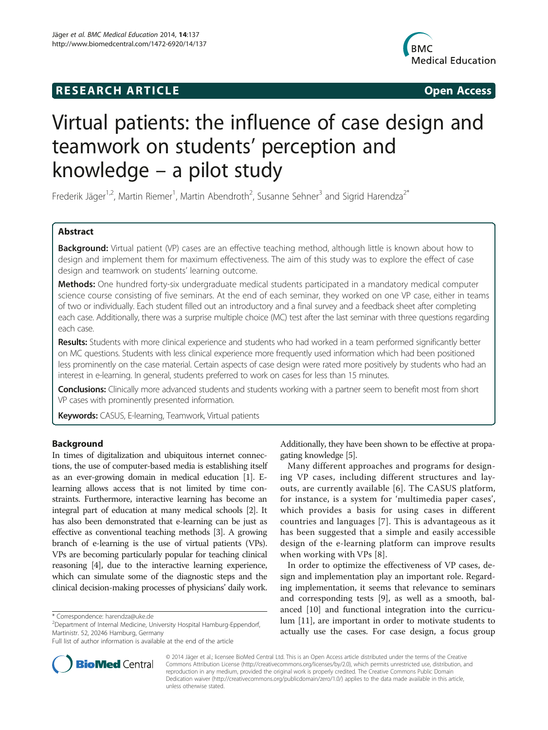**RESEARCH ARTICLE** **Open Access**

# Virtual patients: the influence of case design and teamwork on students' perception and knowledge – a pilot study

Frederik Jäger[1,2], Martin Riemer[1], Martin Abendroth[2], Susanne Sehner[3] and Sigrid Harendza[2*]

## Abstract

**Background:** Virtual patient (VP) cases are an effective teaching method, although little is known about how to design and implement them for maximum effectiveness. The aim of this study was to explore the effect of case design and teamwork on students' learning outcome.

**Methods:** One hundred forty-six undergraduate medical students participated in a mandatory medical computer science course consisting of five seminars. At the end of each seminar, they worked on one VP case, either in teams of two or individually. Each student filled out an introductory and a final survey and a feedback sheet after completing each case. Additionally, there was a surprise multiple choice (MC) test after the last seminar with three questions regarding each case.

**Results:** Students with more clinical experience and students who had worked in a team performed significantly better on MC questions. Students with less clinical experience more frequently used information which had been positioned less prominently on the case material. Certain aspects of case design were rated more positively by students who had an interest in e-learning. In general, students preferred to work on cases for less than 15 minutes.

**Conclusions:** Clinically more advanced students and students working with a partner seem to benefit most from short VP cases with prominently presented information.

**Keywords:** CASUS, E-learning, Teamwork, Virtual patients

## Background

In times of digitalization and ubiquitous internet connections, the use of computer-based media is establishing itself as an ever-growing domain in medical education [1]. E-learning allows access that is not limited by time constraints. Furthermore, interactive learning has become an integral part of education at many medical schools [2]. It has also been demonstrated that e-learning can be just as effective as conventional teaching methods [3]. A growing branch of e-learning is the use of virtual patients (VPs). VPs are becoming particularly popular for teaching clinical reasoning [4], due to the interactive learning experience, which can simulate some of the diagnostic steps and the clinical decision-making processes of physicians' daily work. Additionally, they have been shown to be effective at propagating knowledge [5].

Many different approaches and programs for designing VP cases, including different structures and layouts, are currently available [6]. The CASUS platform, for instance, is a system for 'multimedia paper cases', which provides a basis for using cases in different countries and languages [7]. This is advantageous as it has been suggested that a simple and easily accessible design of the e-learning platform can improve results when working with VPs [8].

In order to optimize the effectiveness of VP cases, design and implementation play an important role. Regarding implementation, it seems that relevance to seminars and corresponding tests [9], as well as a smooth, balanced [10] and functional integration into the curriculum [11], are important in order to motivate students to actually use the cases. For case design, a focus group

\* Correspondence: harendza@uke.de
[2]Department of Internal Medicine, University Hospital Hamburg-Eppendorf, Martinistr. 52, 20246 Hamburg, Germany
Full list of author information is available at the end of the article

© 2014 Jäger et al.; licensee BioMed Central Ltd. This is an Open Access article distributed under the terms of the Creative Commons Attribution License (http://creativecommons.org/licenses/by/2.0), which permits unrestricted use, distribution, and reproduction in any medium, provided the original work is properly credited. The Creative Commons Public Domain Dedication waiver (http://creativecommons.org/publicdomain/zero/1.0/) applies to the data made available in this article, unless otherwise stated.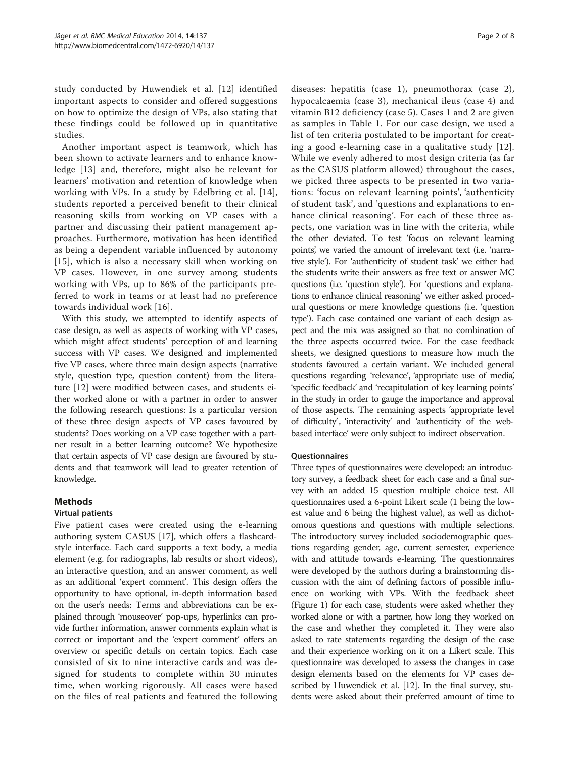study conducted by Huwendiek et al. [12] identified important aspects to consider and offered suggestions on how to optimize the design of VPs, also stating that these findings could be followed up in quantitative studies.

Another important aspect is teamwork, which has been shown to activate learners and to enhance knowledge [13] and, therefore, might also be relevant for learners' motivation and retention of knowledge when working with VPs. In a study by Edelbring et al. [14], students reported a perceived benefit to their clinical reasoning skills from working on VP cases with a partner and discussing their patient management approaches. Furthermore, motivation has been identified as being a dependent variable influenced by autonomy [15], which is also a necessary skill when working on VP cases. However, in one survey among students working with VPs, up to 86% of the participants preferred to work in teams or at least had no preference towards individual work [16].

With this study, we attempted to identify aspects of case design, as well as aspects of working with VP cases, which might affect students' perception of and learning success with VP cases. We designed and implemented five VP cases, where three main design aspects (narrative style, question type, question content) from the literature [12] were modified between cases, and students either worked alone or with a partner in order to answer the following research questions: Is a particular version of these three design aspects of VP cases favoured by students? Does working on a VP case together with a partner result in a better learning outcome? We hypothesize that certain aspects of VP case design are favoured by students and that teamwork will lead to greater retention of knowledge.

## Methods

### Virtual patients

Five patient cases were created using the e-learning authoring system CASUS [17], which offers a flashcard-style interface. Each card supports a text body, a media element (e.g. for radiographs, lab results or short videos), an interactive question, and an answer comment, as well as an additional 'expert comment'. This design offers the opportunity to have optional, in-depth information based on the user's needs: Terms and abbreviations can be explained through 'mouseover' pop-ups, hyperlinks can provide further information, answer comments explain what is correct or important and the 'expert comment' offers an overview or specific details on certain topics. Each case consisted of six to nine interactive cards and was designed for students to complete within 30 minutes time, when working rigorously. All cases were based on the files of real patients and featured the following diseases: hepatitis (case 1), pneumothorax (case 2), hypocalcaemia (case 3), mechanical ileus (case 4) and vitamin B12 deficiency (case 5). Cases 1 and 2 are given as samples in Table 1. For our case design, we used a list of ten criteria postulated to be important for creating a good e-learning case in a qualitative study [12]. While we evenly adhered to most design criteria (as far as the CASUS platform allowed) throughout the cases, we picked three aspects to be presented in two variations: 'focus on relevant learning points', 'authenticity of student task', and 'questions and explanations to enhance clinical reasoning'. For each of these three aspects, one variation was in line with the criteria, while the other deviated. To test 'focus on relevant learning points', we varied the amount of irrelevant text (i.e. 'narrative style'). For 'authenticity of student task' we either had the students write their answers as free text or answer MC questions (i.e. 'question style'). For 'questions and explanations to enhance clinical reasoning' we either asked procedural questions or mere knowledge questions (i.e. 'question type'). Each case contained one variant of each design aspect and the mix was assigned so that no combination of the three aspects occurred twice. For the case feedback sheets, we designed questions to measure how much the students favoured a certain variant. We included general questions regarding 'relevance', 'appropriate use of media', 'specific feedback' and 'recapitulation of key learning points' in the study in order to gauge the importance and approval of those aspects. The remaining aspects 'appropriate level of difficulty', 'interactivity' and 'authenticity of the web-based interface' were only subject to indirect observation.

### Questionnaires

Three types of questionnaires were developed: an introductory survey, a feedback sheet for each case and a final survey with an added 15 question multiple choice test. All questionnaires used a 6-point Likert scale (1 being the lowest value and 6 being the highest value), as well as dichotomous questions and questions with multiple selections. The introductory survey included sociodemographic questions regarding gender, age, current semester, experience with and attitude towards e-learning. The questionnaires were developed by the authors during a brainstorming discussion with the aim of defining factors of possible influence on working with VPs. With the feedback sheet (Figure 1) for each case, students were asked whether they worked alone or with a partner, how long they worked on the case and whether they completed it. They were also asked to rate statements regarding the design of the case and their experience working on it on a Likert scale. This questionnaire was developed to assess the changes in case design elements based on the elements for VP cases described by Huwendiek et al. [12]. In the final survey, students were asked about their preferred amount of time to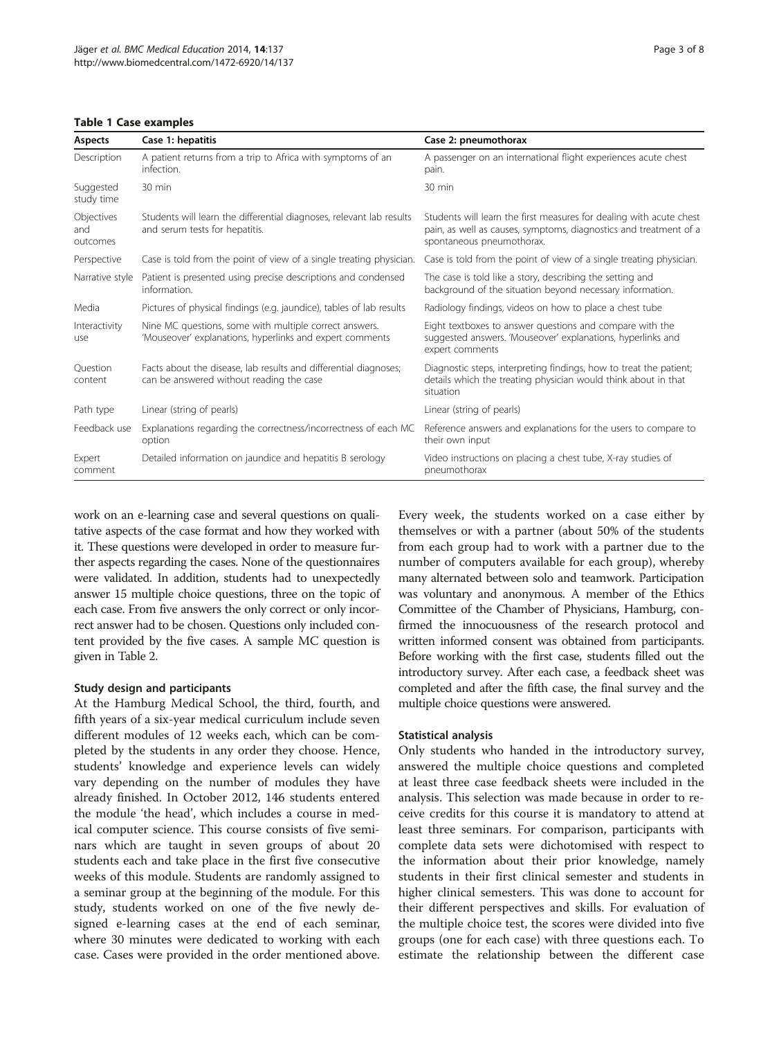**Table 1 Case examples**

| Aspects | Case 1: hepatitis | Case 2: pneumothorax |
|---|---|---|
| Description | A patient returns from a trip to Africa with symptoms of an infection. | A passenger on an international flight experiences acute chest pain. |
| Suggested study time | 30 min | 30 min |
| Objectives and outcomes | Students will learn the differential diagnoses, relevant lab results and serum tests for hepatitis. | Students will learn the first measures for dealing with acute chest pain, as well as causes, symptoms, diagnostics and treatment of a spontaneous pneumothorax. |
| Perspective | Case is told from the point of view of a single treating physician. | Case is told from the point of view of a single treating physician. |
| Narrative style | Patient is presented using precise descriptions and condensed information. | The case is told like a story, describing the setting and background of the situation beyond necessary information. |
| Media | Pictures of physical findings (e.g. jaundice), tables of lab results | Radiology findings, videos on how to place a chest tube |
| Interactivity use | Nine MC questions, some with multiple correct answers. 'Mouseover' explanations, hyperlinks and expert comments | Eight textboxes to answer questions and compare with the suggested answers. 'Mouseover' explanations, hyperlinks and expert comments |
| Question content | Facts about the disease, lab results and differential diagnoses; can be answered without reading the case | Diagnostic steps, interpreting findings, how to treat the patient; details which the treating physician would think about in that situation |
| Path type | Linear (string of pearls) | Linear (string of pearls) |
| Feedback use | Explanations regarding the correctness/incorrectness of each MC option | Reference answers and explanations for the users to compare to their own input |
| Expert comment | Detailed information on jaundice and hepatitis B serology | Video instructions on placing a chest tube, X-ray studies of pneumothorax |

work on an e-learning case and several questions on qualitative aspects of the case format and how they worked with it. These questions were developed in order to measure further aspects regarding the cases. None of the questionnaires were validated. In addition, students had to unexpectedly answer 15 multiple choice questions, three on the topic of each case. From five answers the only correct or only incorrect answer had to be chosen. Questions only included content provided by the five cases. A sample MC question is given in Table 2.

### Study design and participants

At the Hamburg Medical School, the third, fourth, and fifth years of a six-year medical curriculum include seven different modules of 12 weeks each, which can be completed by the students in any order they choose. Hence, students' knowledge and experience levels can widely vary depending on the number of modules they have already finished. In October 2012, 146 students entered the module 'the head', which includes a course in medical computer science. This course consists of five seminars which are taught in seven groups of about 20 students each and take place in the first five consecutive weeks of this module. Students are randomly assigned to a seminar group at the beginning of the module. For this study, students worked on one of the five newly designed e-learning cases at the end of each seminar, where 30 minutes were dedicated to working with each case. Cases were provided in the order mentioned above. Every week, the students worked on a case either by themselves or with a partner (about 50% of the students from each group had to work with a partner due to the number of computers available for each group), whereby many alternated between solo and teamwork. Participation was voluntary and anonymous. A member of the Ethics Committee of the Chamber of Physicians, Hamburg, confirmed the innocuousness of the research protocol and written informed consent was obtained from participants. Before working with the first case, students filled out the introductory survey. After each case, a feedback sheet was completed and after the fifth case, the final survey and the multiple choice questions were answered.

### Statistical analysis

Only students who handed in the introductory survey, answered the multiple choice questions and completed at least three case feedback sheets were included in the analysis. This selection was made because in order to receive credits for this course it is mandatory to attend at least three seminars. For comparison, participants with complete data sets were dichotomised with respect to the information about their prior knowledge, namely students in their first clinical semester and students in higher clinical semesters. This was done to account for their different perspectives and skills. For evaluation of the multiple choice test, the scores were divided into five groups (one for each case) with three questions each. To estimate the relationship between the different case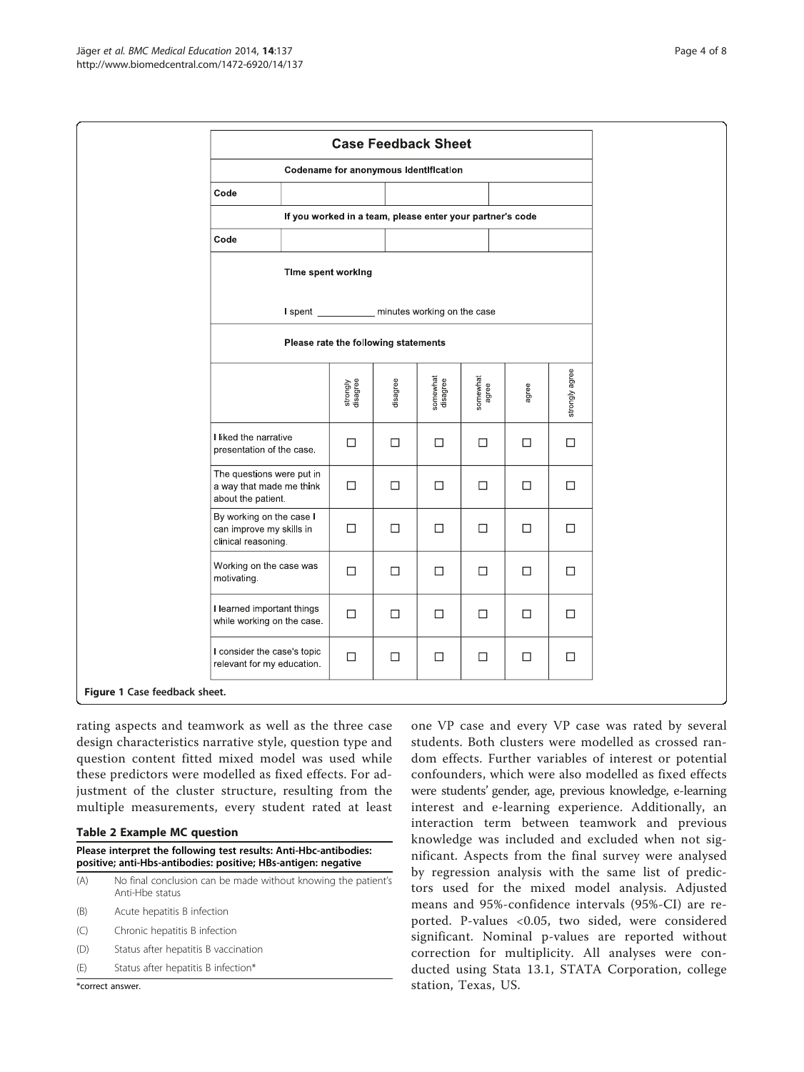**Case Feedback Sheet**

| Codename for anonymous Identification | | | |
|---|---|---|---|
| Code | | | |
| **If you worked in a team, please enter your partner's code** | | | |
| Code | | | |

**Time spent working**

I spent ___________ minutes working on the case

**Please rate the following statements**

| | strongly disagree | disagree | somewhat disagree | somewhat agree | agree | strongly agree |
|---|---|---|---|---|---|---|
| I liked the narrative presentation of the case. | ☐ | ☐ | ☐ | ☐ | ☐ | ☐ |
| The questions were put in a way that made me think about the patient. | ☐ | ☐ | ☐ | ☐ | ☐ | ☐ |
| By working on the case I can improve my skills in clinical reasoning. | ☐ | ☐ | ☐ | ☐ | ☐ | ☐ |
| Working on the case was motivating. | ☐ | ☐ | ☐ | ☐ | ☐ | ☐ |
| I learned important things while working on the case. | ☐ | ☐ | ☐ | ☐ | ☐ | ☐ |
| I consider the case's topic relevant for my education. | ☐ | ☐ | ☐ | ☐ | ☐ | ☐ |

**Figure 1** Case feedback sheet.

rating aspects and teamwork as well as the three case design characteristics narrative style, question type and question content fitted mixed model was used while these predictors were modelled as fixed effects. For adjustment of the cluster structure, resulting from the multiple measurements, every student rated at least one VP case and every VP case was rated by several students. Both clusters were modelled as crossed random effects. Further variables of interest or potential confounders, which were also modelled as fixed effects were students' gender, age, previous knowledge, e-learning interest and e-learning experience. Additionally, an interaction term between teamwork and previous knowledge was included and excluded when not significant. Aspects from the final survey were analysed by regression analysis with the same list of predictors used for the mixed model analysis. Adjusted means and 95%-confidence intervals (95%-CI) are reported. P-values <0.05, two sided, were considered significant. Nominal p-values are reported without correction for multiplicity. All analyses were conducted using Stata 13.1, STATA Corporation, college station, Texas, US.

**Table 2 Example MC question**

| Please interpret the following test results: Anti-Hbc-antibodies: positive; anti-Hbs-antibodies: positive; HBs-antigen: negative | |
|---|---|
| (A) | No final conclusion can be made without knowing the patient's Anti-Hbe status |
| (B) | Acute hepatitis B infection |
| (C) | Chronic hepatitis B infection |
| (D) | Status after hepatitis B vaccination |
| (E) | Status after hepatitis B infection* |

*correct answer.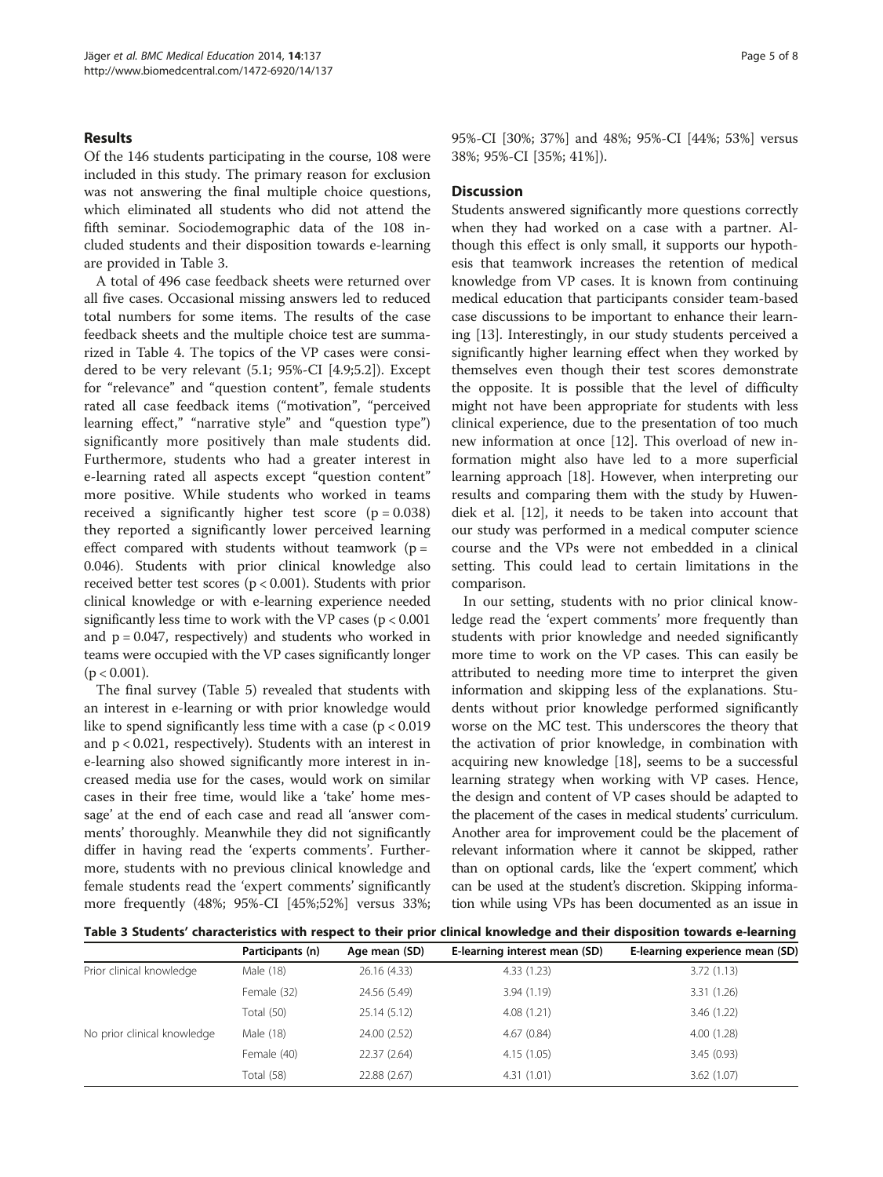## Results

Of the 146 students participating in the course, 108 were included in this study. The primary reason for exclusion was not answering the final multiple choice questions, which eliminated all students who did not attend the fifth seminar. Sociodemographic data of the 108 included students and their disposition towards e-learning are provided in Table 3.

A total of 496 case feedback sheets were returned over all five cases. Occasional missing answers led to reduced total numbers for some items. The results of the case feedback sheets and the multiple choice test are summarized in Table 4. The topics of the VP cases were considered to be very relevant (5.1; 95%-CI [4.9;5.2]). Except for "relevance" and "question content", female students rated all case feedback items ("motivation", "perceived learning effect," "narrative style" and "question type") significantly more positively than male students did. Furthermore, students who had a greater interest in e-learning rated all aspects except "question content" more positive. While students who worked in teams received a significantly higher test score ($p = 0.038$) they reported a significantly lower perceived learning effect compared with students without teamwork ($p = 0.046$). Students with prior clinical knowledge also received better test scores ($p < 0.001$). Students with prior clinical knowledge or with e-learning experience needed significantly less time to work with the VP cases ($p < 0.001$ and $p = 0.047$, respectively) and students who worked in teams were occupied with the VP cases significantly longer ($p < 0.001$).

The final survey (Table 5) revealed that students with an interest in e-learning or with prior knowledge would like to spend significantly less time with a case ($p < 0.019$ and $p < 0.021$, respectively). Students with an interest in e-learning also showed significantly more interest in increased media use for the cases, would work on similar cases in their free time, would like a 'take' home message' at the end of each case and read all 'answer comments' thoroughly. Meanwhile they did not significantly differ in having read the 'experts comments'. Furthermore, students with no previous clinical knowledge and female students read the 'expert comments' significantly more frequently (48%; 95%-CI [45%;52%] versus 33%; 95%-CI [30%; 37%] and 48%; 95%-CI [44%; 53%] versus 38%; 95%-CI [35%; 41%]).

## Discussion

Students answered significantly more questions correctly when they had worked on a case with a partner. Although this effect is only small, it supports our hypothesis that teamwork increases the retention of medical knowledge from VP cases. It is known from continuing medical education that participants consider team-based case discussions to be important to enhance their learning [13]. Interestingly, in our study students perceived a significantly higher learning effect when they worked by themselves even though their test scores demonstrate the opposite. It is possible that the level of difficulty might not have been appropriate for students with less clinical experience, due to the presentation of too much new information at once [12]. This overload of new information might also have led to a more superficial learning approach [18]. However, when interpreting our results and comparing them with the study by Huwendiek et al. [12], it needs to be taken into account that our study was performed in a medical computer science course and the VPs were not embedded in a clinical setting. This could lead to certain limitations in the comparison.

In our setting, students with no prior clinical knowledge read the 'expert comments' more frequently than students with prior knowledge and needed significantly more time to work on the VP cases. This can easily be attributed to needing more time to interpret the given information and skipping less of the explanations. Students without prior knowledge performed significantly worse on the MC test. This underscores the theory that the activation of prior knowledge, in combination with acquiring new knowledge [18], seems to be a successful learning strategy when working with VP cases. Hence, the design and content of VP cases should be adapted to the placement of the cases in medical students' curriculum. Another area for improvement could be the placement of relevant information where it cannot be skipped, rather than on optional cards, like the 'expert comment', which can be used at the student's discretion. Skipping information while using VPs has been documented as an issue in

**Table 3 Students' characteristics with respect to their prior clinical knowledge and their disposition towards e-learning**

| | Participants (n) | Age mean (SD) | E-learning interest mean (SD) | E-learning experience mean (SD) |
|---|---|---|---|---|
| Prior clinical knowledge | Male (18) | 26.16 (4.33) | 4.33 (1.23) | 3.72 (1.13) |
| | Female (32) | 24.56 (5.49) | 3.94 (1.19) | 3.31 (1.26) |
| | Total (50) | 25.14 (5.12) | 4.08 (1.21) | 3.46 (1.22) |
| No prior clinical knowledge | Male (18) | 24.00 (2.52) | 4.67 (0.84) | 4.00 (1.28) |
| | Female (40) | 22.37 (2.64) | 4.15 (1.05) | 3.45 (0.93) |
| | Total (58) | 22.88 (2.67) | 4.31 (1.01) | 3.62 (1.07) |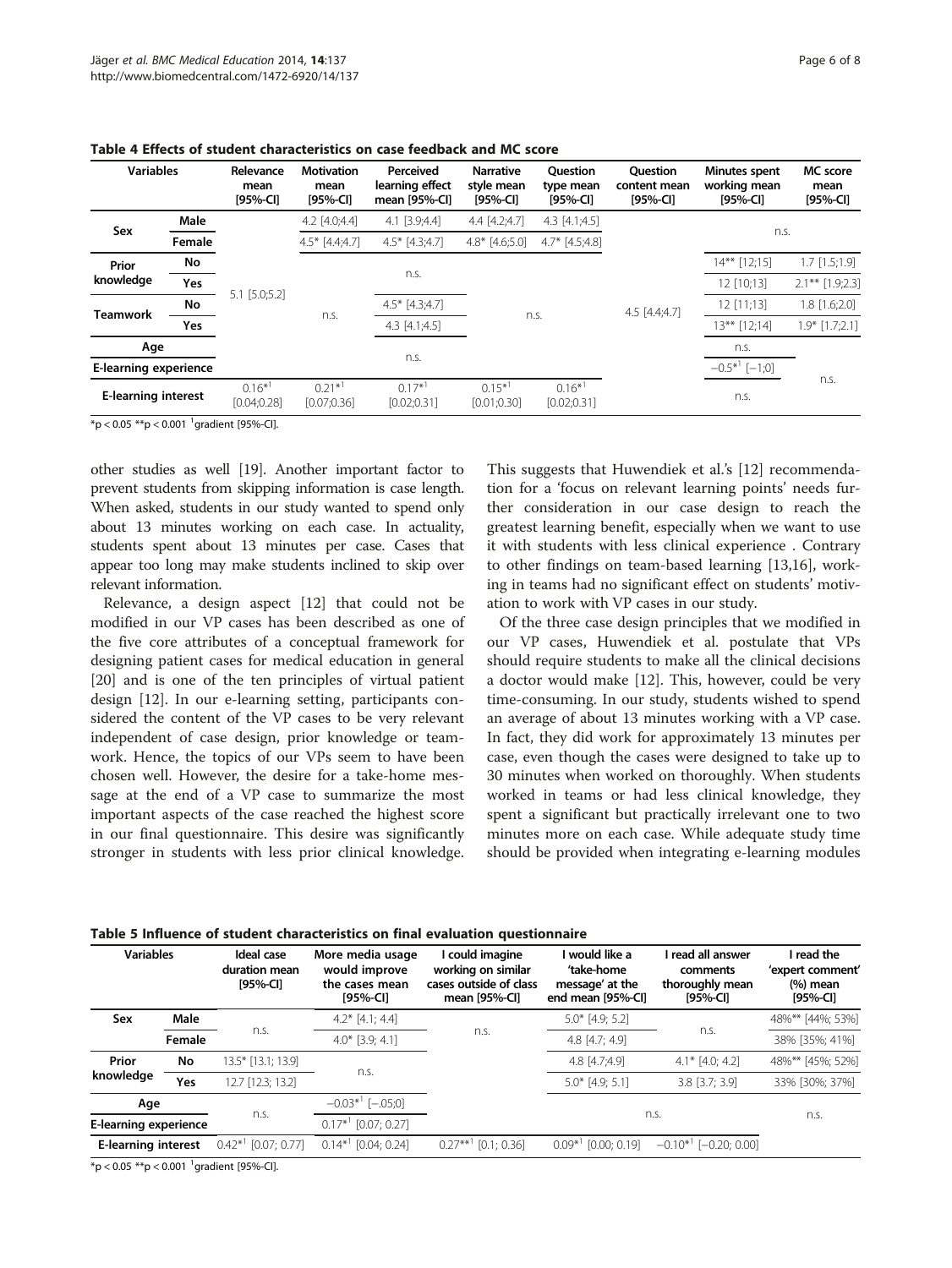**Table 4 Effects of student characteristics on case feedback and MC score**

| Variables | | Relevance mean [95%-CI] | Motivation mean [95%-CI] | Perceived learning effect mean [95%-CI] | Narrative style mean [95%-CI] | Question type mean [95%-CI] | Question content mean [95%-CI] | Minutes spent working mean [95%-CI] | MC score mean [95%-CI] |
|---|---|---|---|---|---|---|---|---|---|
| Sex | Male | 5.1 [5.0;5.2] | 4.2 [4.0;4.4] | 4.1 [3.9;4.4] | 4.4 [4.2;4.7] | 4.3 [4.1;4.5] | 4.5 [4.4;4.7] | n.s. | |
| | Female | | 4.5* [4.4;4.7] | 4.5* [4.3;4.7] | 4.8* [4.6;5.0] | 4.7* [4.5;4.8] | | | |
| Prior knowledge | No | | n.s. | | n.s. | | | 14** [12;15] | 1.7 [1.5;1.9] |
| | Yes | | | | | | | 12 [10;13] | 2.1** [1.9;2.3] |
| Teamwork | No | | n.s. | 4.5* [4.3;4.7] | | | | 12 [11;13] | 1.8 [1.6;2.0] |
| | Yes | | | 4.3 [4.1;4.5] | | | | 13** [12;14] | 1.9* [1.7;2.1] |
| Age | | | | n.s. | | | | n.s. | n.s. |
| E-learning experience | | | | | | | | −0.5*[1] [−1;0] | |
| E-learning interest | | 0.16*[1] [0.04;0.28] | 0.21*[1] [0.07;0.36] | 0.17*[1] [0.02;0.31] | 0.15*[1] [0.01;0.30] | 0.16*[1] [0.02;0.31] | | n.s. | |

*p < 0.05 **p < 0.001 [1]gradient [95%-CI].

other studies as well [19]. Another important factor to prevent students from skipping information is case length. When asked, students in our study wanted to spend only about 13 minutes working on each case. In actuality, students spent about 13 minutes per case. Cases that appear too long may make students inclined to skip over relevant information.

Relevance, a design aspect [12] that could not be modified in our VP cases has been described as one of the five core attributes of a conceptual framework for designing patient cases for medical education in general [20] and is one of the ten principles of virtual patient design [12]. In our e-learning setting, participants considered the content of the VP cases to be very relevant independent of case design, prior knowledge or teamwork. Hence, the topics of our VPs seem to have been chosen well. However, the desire for a take-home message at the end of a VP case to summarize the most important aspects of the case reached the highest score in our final questionnaire. This desire was significantly stronger in students with less prior clinical knowledge. This suggests that Huwendiek et al.'s [12] recommendation for a 'focus on relevant learning points' needs further consideration in our case design to reach the greatest learning benefit, especially when we want to use it with students with less clinical experience . Contrary to other findings on team-based learning [13,16], working in teams had no significant effect on students' motivation to work with VP cases in our study.

Of the three case design principles that we modified in our VP cases, Huwendiek et al. postulate that VPs should require students to make all the clinical decisions a doctor would make [12]. This, however, could be very time-consuming. In our study, students wished to spend an average of about 13 minutes working with a VP case. In fact, they did work for approximately 13 minutes per case, even though the cases were designed to take up to 30 minutes when worked on thoroughly. When students worked in teams or had less clinical knowledge, they spent a significant but practically irrelevant one to two minutes more on each case. While adequate study time should be provided when integrating e-learning modules

**Table 5 Influence of student characteristics on final evaluation questionnaire**

| Variables | | Ideal case duration mean [95%-CI] | More media usage would improve the cases mean [95%-CI] | I could imagine working on similar cases outside of class mean [95%-CI] | I would like a 'take-home message' at the end mean [95%-CI] | I read all answer comments thoroughly mean [95%-CI] | I read the 'expert comment' (%) mean [95%-CI] |
|---|---|---|---|---|---|---|---|
| Sex | Male | n.s. | 4.2* [4.1; 4.4] | n.s. | 5.0* [4.9; 5.2] | n.s. | 48%** [44%; 53%] |
| | Female | | 4.0* [3.9; 4.1] | | 4.8 [4.7; 4.9] | | 38% [35%; 41%] |
| Prior knowledge | No | 13.5* [13.1; 13.9] | n.s. | | 4.8 [4.7;4.9] | 4.1* [4.0; 4.2] | 48%** [45%; 52%] |
| | Yes | 12.7 [12.3; 13.2] | | | 5.0* [4.9; 5.1] | 3.8 [3.7; 3.9] | 33% [30%; 37%] |
| Age | | n.s. | −0.03*[1] [−.05;0] | | n.s. | | n.s. |
| E-learning experience | | | 0.17*[1] [0.07; 0.27] | | | | |
| E-learning interest | | 0.42*[1] [0.07; 0.77] | 0.14*[1] [0.04; 0.24] | 0.27**[1] [0.1; 0.36] | 0.09*[1] [0.00; 0.19] | −0.10*[1] [−0.20; 0.00] | |

*p < 0.05 **p < 0.001 [1]gradient [95%-CI].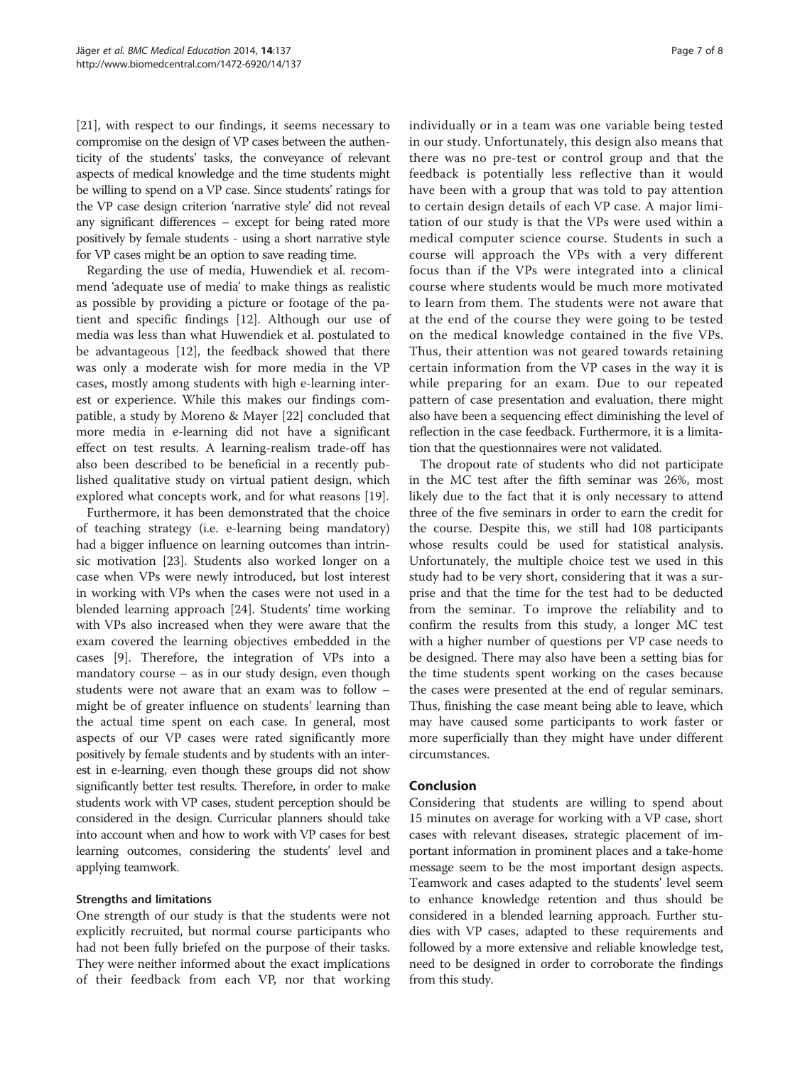[21], with respect to our findings, it seems necessary to compromise on the design of VP cases between the authenticity of the students' tasks, the conveyance of relevant aspects of medical knowledge and the time students might be willing to spend on a VP case. Since students' ratings for the VP case design criterion 'narrative style' did not reveal any significant differences – except for being rated more positively by female students - using a short narrative style for VP cases might be an option to save reading time.

Regarding the use of media, Huwendiek et al. recommend 'adequate use of media' to make things as realistic as possible by providing a picture or footage of the patient and specific findings [12]. Although our use of media was less than what Huwendiek et al. postulated to be advantageous [12], the feedback showed that there was only a moderate wish for more media in the VP cases, mostly among students with high e-learning interest or experience. While this makes our findings compatible, a study by Moreno & Mayer [22] concluded that more media in e-learning did not have a significant effect on test results. A learning-realism trade-off has also been described to be beneficial in a recently published qualitative study on virtual patient design, which explored what concepts work, and for what reasons [19].

Furthermore, it has been demonstrated that the choice of teaching strategy (i.e. e-learning being mandatory) had a bigger influence on learning outcomes than intrinsic motivation [23]. Students also worked longer on a case when VPs were newly introduced, but lost interest in working with VPs when the cases were not used in a blended learning approach [24]. Students' time working with VPs also increased when they were aware that the exam covered the learning objectives embedded in the cases [9]. Therefore, the integration of VPs into a mandatory course – as in our study design, even though students were not aware that an exam was to follow – might be of greater influence on students' learning than the actual time spent on each case. In general, most aspects of our VP cases were rated significantly more positively by female students and by students with an interest in e-learning, even though these groups did not show significantly better test results. Therefore, in order to make students work with VP cases, student perception should be considered in the design. Curricular planners should take into account when and how to work with VP cases for best learning outcomes, considering the students' level and applying teamwork.

### Strengths and limitations

One strength of our study is that the students were not explicitly recruited, but normal course participants who had not been fully briefed on the purpose of their tasks. They were neither informed about the exact implications of their feedback from each VP, nor that working individually or in a team was one variable being tested in our study. Unfortunately, this design also means that there was no pre-test or control group and that the feedback is potentially less reflective than it would have been with a group that was told to pay attention to certain design details of each VP case. A major limitation of our study is that the VPs were used within a medical computer science course. Students in such a course will approach the VPs with a very different focus than if the VPs were integrated into a clinical course where students would be much more motivated to learn from them. The students were not aware that at the end of the course they were going to be tested on the medical knowledge contained in the five VPs. Thus, their attention was not geared towards retaining certain information from the VP cases in the way it is while preparing for an exam. Due to our repeated pattern of case presentation and evaluation, there might also have been a sequencing effect diminishing the level of reflection in the case feedback. Furthermore, it is a limitation that the questionnaires were not validated.

The dropout rate of students who did not participate in the MC test after the fifth seminar was 26%, most likely due to the fact that it is only necessary to attend three of the five seminars in order to earn the credit for the course. Despite this, we still had 108 participants whose results could be used for statistical analysis. Unfortunately, the multiple choice test we used in this study had to be very short, considering that it was a surprise and that the time for the test had to be deducted from the seminar. To improve the reliability and to confirm the results from this study, a longer MC test with a higher number of questions per VP case needs to be designed. There may also have been a setting bias for the time students spent working on the cases because the cases were presented at the end of regular seminars. Thus, finishing the case meant being able to leave, which may have caused some participants to work faster or more superficially than they might have under different circumstances.

## Conclusion

Considering that students are willing to spend about 15 minutes on average for working with a VP case, short cases with relevant diseases, strategic placement of important information in prominent places and a take-home message seem to be the most important design aspects. Teamwork and cases adapted to the students' level seem to enhance knowledge retention and thus should be considered in a blended learning approach. Further studies with VP cases, adapted to these requirements and followed by a more extensive and reliable knowledge test, need to be designed in order to corroborate the findings from this study.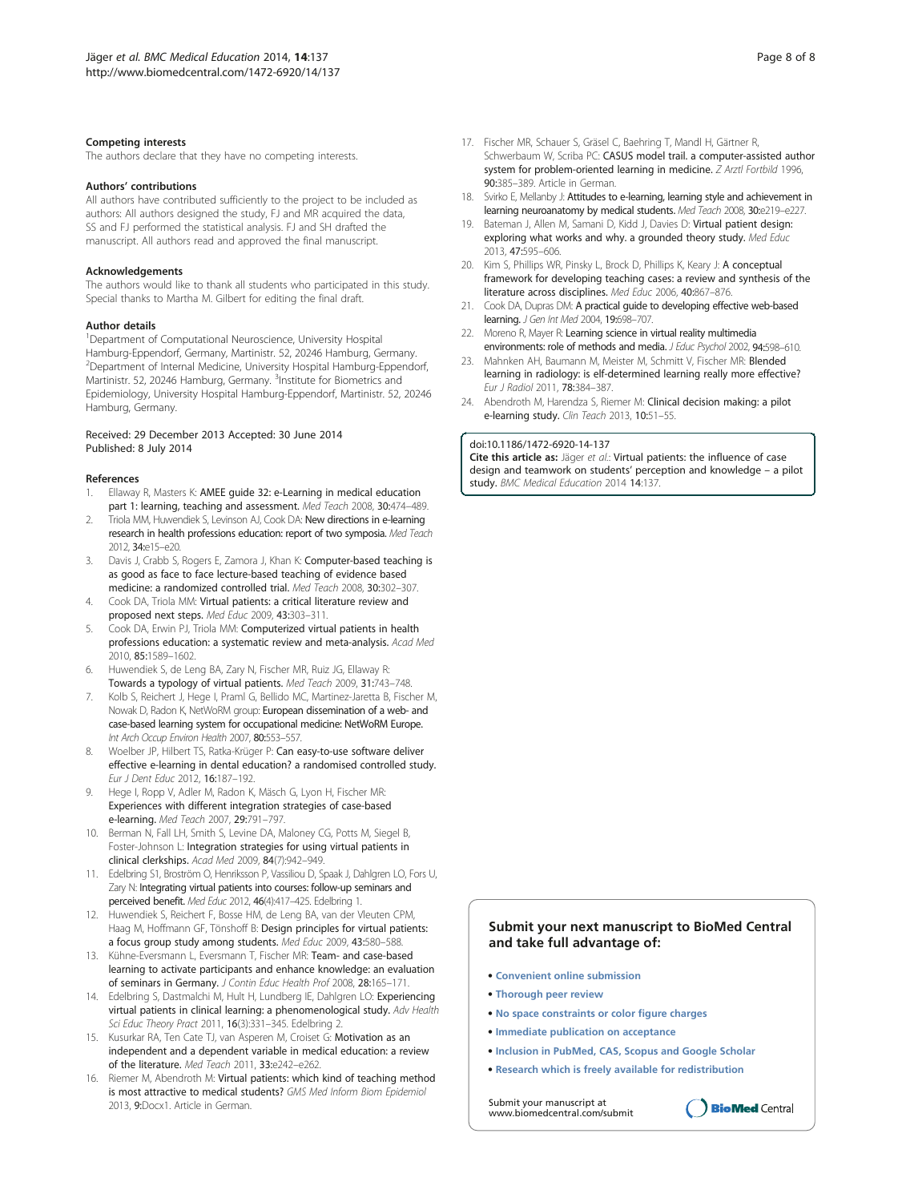### Competing interests

The authors declare that they have no competing interests.

### Authors' contributions

All authors have contributed sufficiently to the project to be included as authors: All authors designed the study, FJ and MR acquired the data, SS and FJ performed the statistical analysis. FJ and SH drafted the manuscript. All authors read and approved the final manuscript.

### Acknowledgements

The authors would like to thank all students who participated in this study. Special thanks to Martha M. Gilbert for editing the final draft.

### Author details

[1]Department of Computational Neuroscience, University Hospital Hamburg-Eppendorf, Germany, Martinistr. 52, 20246 Hamburg, Germany. [2]Department of Internal Medicine, University Hospital Hamburg-Eppendorf, Martinistr. 52, 20246 Hamburg, Germany. [3]Institute for Biometrics and Epidemiology, University Hospital Hamburg-Eppendorf, Martinistr. 52, 20246 Hamburg, Germany.

Received: 29 December 2013 Accepted: 30 June 2014
Published: 8 July 2014

### References

1. Ellaway R, Masters K: **AMEE guide 32: e-Learning in medical education part 1: learning, teaching and assessment.** *Med Teach* 2008, **30:**474–489.
2. Triola MM, Huwendiek S, Levinson AJ, Cook DA: **New directions in e-learning research in health professions education: report of two symposia.** *Med Teach* 2012, **34:**e15–e20.
3. Davis J, Crabb S, Rogers E, Zamora J, Khan K: **Computer-based teaching is as good as face to face lecture-based teaching of evidence based medicine: a randomized controlled trial.** *Med Teach* 2008, **30:**302–307.
4. Cook DA, Triola MM: **Virtual patients: a critical literature review and proposed next steps.** *Med Educ* 2009, **43:**303–311.
5. Cook DA, Erwin PJ, Triola MM: **Computerized virtual patients in health professions education: a systematic review and meta-analysis.** *Acad Med* 2010, **85:**1589–1602.
6. Huwendiek S, de Leng BA, Zary N, Fischer MR, Ruiz JG, Ellaway R: **Towards a typology of virtual patients.** *Med Teach* 2009, **31:**743–748.
7. Kolb S, Reichert J, Hege I, Praml G, Bellido MC, Martinez-Jaretta B, Fischer M, Nowak D, Radon K, NetWoRM group: **European dissemination of a web- and case-based learning system for occupational medicine: NetWoRM Europe.** *Int Arch Occup Environ Health* 2007, **80:**553–557.
8. Woelber JP, Hilbert TS, Ratka-Krüger P: **Can easy-to-use software deliver effective e-learning in dental education? a randomised controlled study.** *Eur J Dent Educ* 2012, **16:**187–192.
9. Hege I, Ropp V, Adler M, Radon K, Mäsch G, Lyon H, Fischer MR: **Experiences with different integration strategies of case-based e-learning.** *Med Teach* 2007, **29:**791–797.
10. Berman N, Fall LH, Smith S, Levine DA, Maloney CG, Potts M, Siegel B, Foster-Johnson L: **Integration strategies for using virtual patients in clinical clerkships.** *Acad Med* 2009, **84**(7)**:**942–949.
11. Edelbring S1, Broström O, Henriksson P, Vassiliou D, Spaak J, Dahlgren LO, Fors U, Zary N: **Integrating virtual patients into courses: follow-up seminars and perceived benefit.** *Med Educ* 2012, **46**(4)**:**417–425. Edelbring 1.
12. Huwendiek S, Reichert F, Bosse HM, de Leng BA, van der Vleuten CPM, Haag M, Hoffmann GF, Tönshoff B: **Design principles for virtual patients: a focus group study among students.** *Med Educ* 2009, **43:**580–588.
13. Kühne-Eversmann L, Eversmann T, Fischer MR: **Team- and case-based learning to activate participants and enhance knowledge: an evaluation of seminars in Germany.** *J Contin Educ Health Prof* 2008, **28:**165–171.
14. Edelbring S, Dastmalchi M, Hult H, Lundberg IE, Dahlgren LO: **Experiencing virtual patients in clinical learning: a phenomenological study.** *Adv Health Sci Educ Theory Pract* 2011, **16**(3)**:**331–345. Edelbring 2.
15. Kusurkar RA, Ten Cate TJ, van Asperen M, Croiset G: **Motivation as an independent and a dependent variable in medical education: a review of the literature.** *Med Teach* 2011, **33:**e242–e262.
16. Riemer M, Abendroth M: **Virtual patients: which kind of teaching method is most attractive to medical students?** *GMS Med Inform Biom Epidemiol* 2013, **9:**Docx1. Article in German.
17. Fischer MR, Schauer S, Gräsel C, Baehring T, Mandl H, Gärtner R, Schwerbaum W, Scriba PC: **CASUS model trail. a computer-assisted author system for problem-oriented learning in medicine.** *Z Arztl Fortbild* 1996, **90:**385–389. Article in German.
18. Svirko E, Mellanby J: **Attitudes to e-learning, learning style and achievement in learning neuroanatomy by medical students.** *Med Teach* 2008, **30:**e219–e227.
19. Bateman J, Allen M, Samani D, Kidd J, Davies D: **Virtual patient design: exploring what works and why. a grounded theory study.** *Med Educ* 2013, **47:**595–606.
20. Kim S, Phillips WR, Pinsky L, Brock D, Phillips K, Keary J: **A conceptual framework for developing teaching cases: a review and synthesis of the literature across disciplines.** *Med Educ* 2006, **40:**867–876.
21. Cook DA, Dupras DM: **A practical guide to developing effective web-based learning.** *J Gen Int Med* 2004, **19:**698–707.
22. Moreno R, Mayer R: **Learning science in virtual reality multimedia environments: role of methods and media.** *J Educ Psychol* 2002, **94:**598–610.
23. Mahnken AH, Baumann M, Meister M, Schmitt V, Fischer MR: **Blended learning in radiology: is elf-determined learning really more effective?** *Eur J Radiol* 2011, **78:**384–387.
24. Abendroth M, Harendza S, Riemer M: **Clinical decision making: a pilot e-learning study.** *Clin Teach* 2013, **10:**51–55.

doi:10.1186/1472-6920-14-137
**Cite this article as:** Jäger *et al.*: Virtual patients: the influence of case design and teamwork on students' perception and knowledge – a pilot study. *BMC Medical Education* 2014 **14**:137.

**Submit your next manuscript to BioMed Central and take full advantage of:**

- Convenient online submission
- Thorough peer review
- No space constraints or color figure charges
- Immediate publication on acceptance
- Inclusion in PubMed, CAS, Scopus and Google Scholar
- Research which is freely available for redistribution

Submit your manuscript at www.biomedcentral.com/submit

BioMed Central